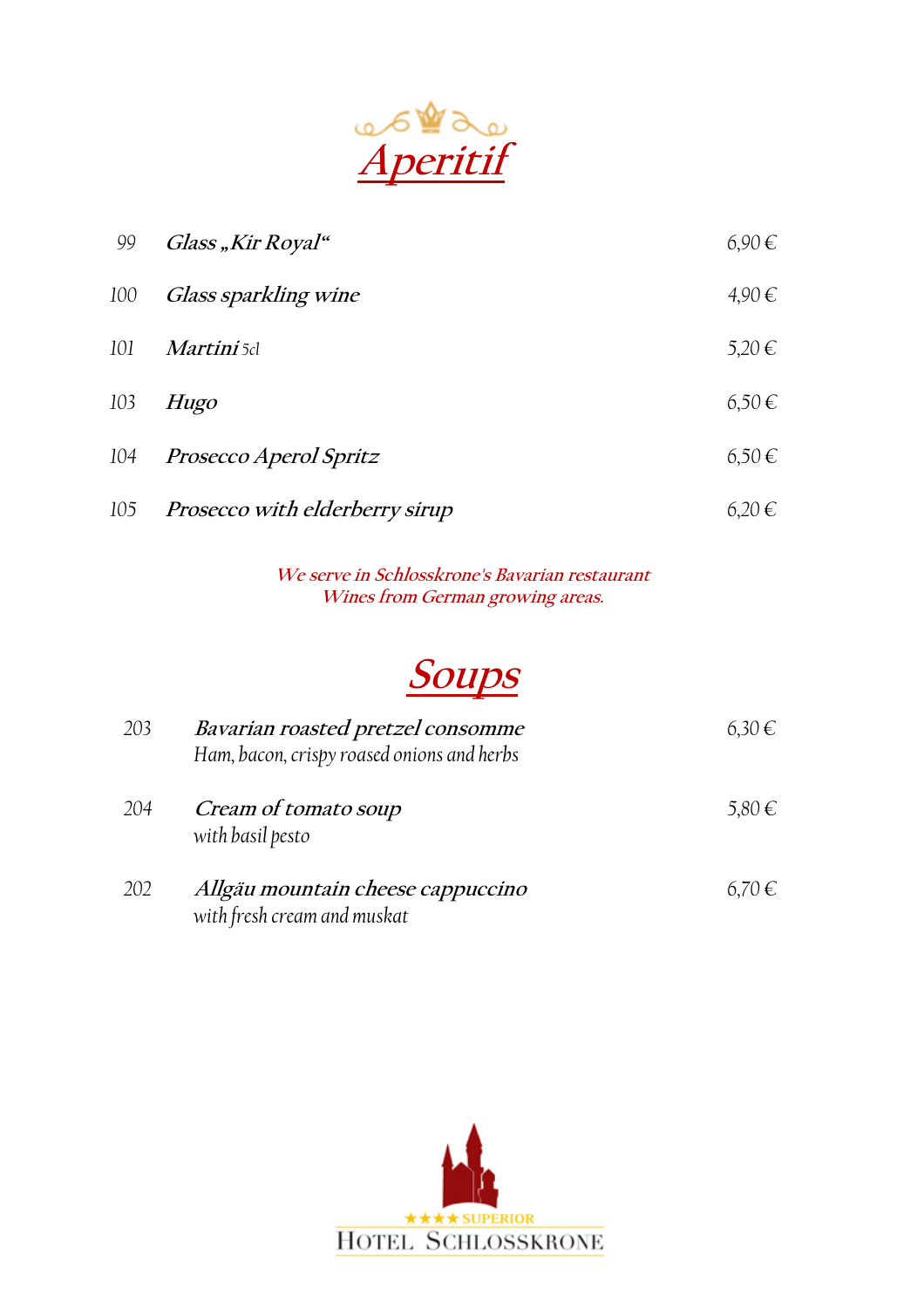# *Aperitif*

| | | |
|---|---|---|
| 99 | ***Glass „Kir Royal“*** | 6,90 € |
| 100 | ***Glass sparkling wine*** | 4,90 € |
| 101 | ***Martini*** 5cl | 5,20 € |
| 103 | ***Hugo*** | 6,50 € |
| 104 | ***Prosecco Aperol Spritz*** | 6,50 € |
| 105 | ***Prosecco with elderberry sirup*** | 6,20 € |

*We serve in Schlosskrone's Bavarian restaurant*
*Wines from German growing areas.*

# *Soups*

| | | |
|---|---|---|
| 203 | ***Bavarian roasted pretzel consomme***<br>Ham, bacon, crispy roased onions and herbs | 6,30 € |
| 204 | ***Cream of tomato soup***<br>with basil pesto | 5,80 € |
| 202 | ***Allgäu mountain cheese cappuccino***<br>with fresh cream and muskat | 6,70 € |

★★★★ SUPERIOR
HOTEL SCHLOSSKRONE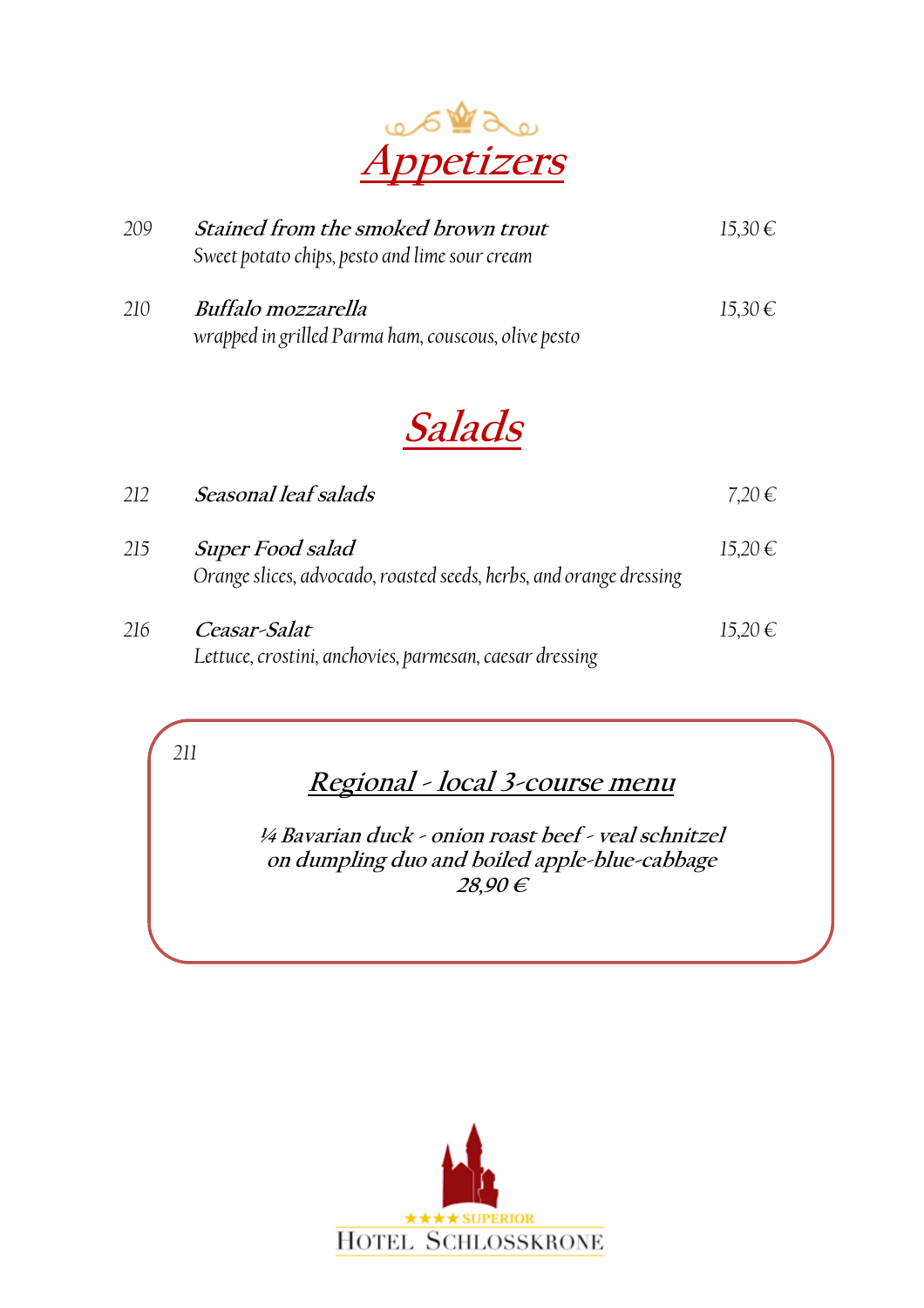# Appetizers

209 ***Stained from the smoked brown trout*** 15,30 €
*Sweet potato chips, pesto and lime sour cream*

210 ***Buffalo mozzarella*** 15,30 €
*wrapped in grilled Parma ham, couscous, olive pesto*

# Salads

212 ***Seasonal leaf salads*** 7,20 €

215 ***Super Food salad*** 15,20 €
*Orange slices, advocado, roasted seeds, herbs, and orange dressing*

216 ***Ceasar-Salat*** 15,20 €
*Lettuce, crostini, anchovies, parmesan, caesar dressing*

*211*

## ***Regional - local 3-course menu***

***¼ Bavarian duck - onion roast beef - veal schnitzel***
***on dumpling duo and boiled apple-blue-cabbage***
***28,90 €***

★★★★ SUPERIOR
HOTEL SCHLOSSKRONE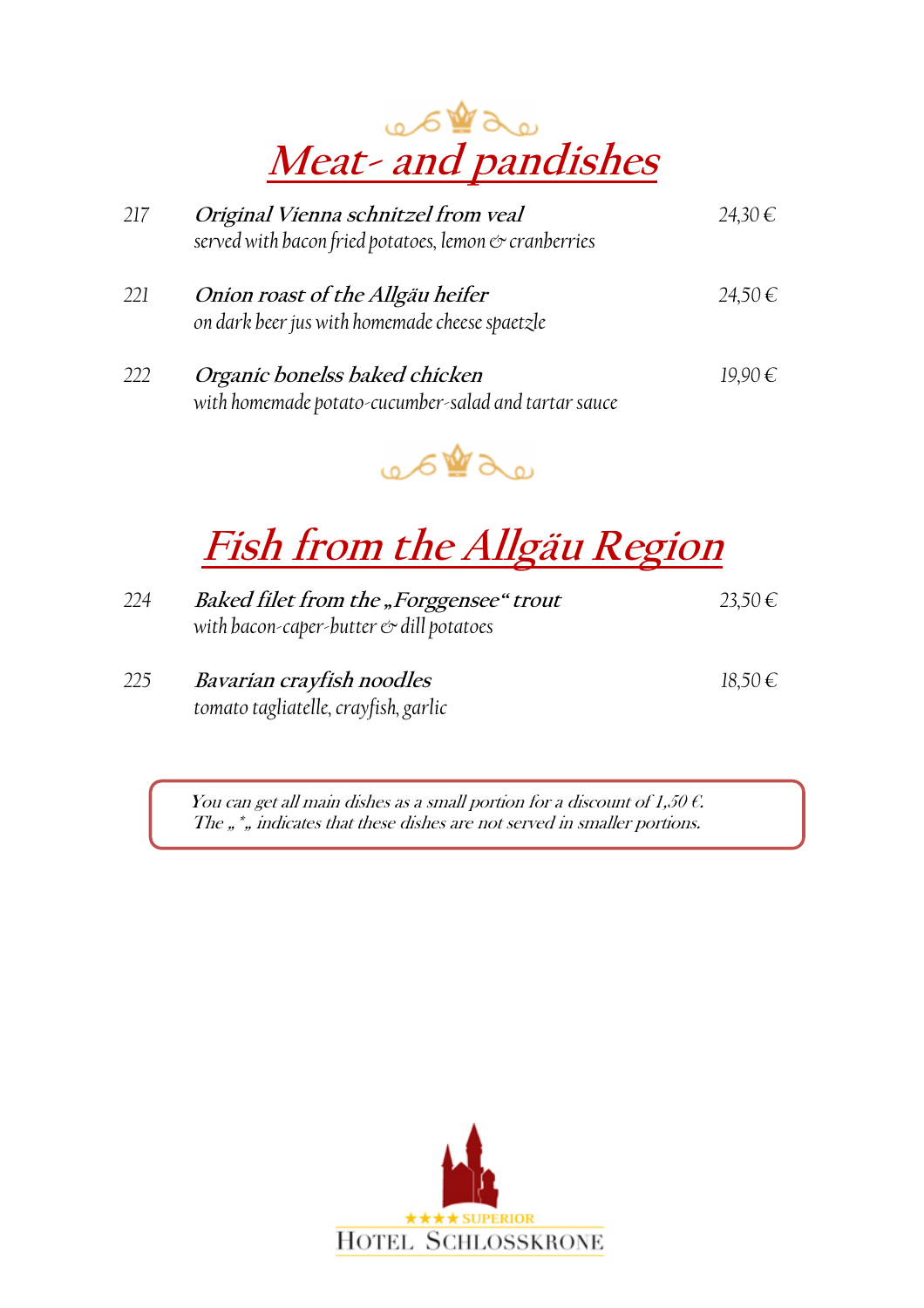# Meat- and pandishes

| | | |
|---|---|---|
| 217 | ***Original Vienna schnitzel from veal***<br>*served with bacon fried potatoes, lemon & cranberries* | 24,30 € |
| 221 | ***Onion roast of the Allgäu heifer***<br>*on dark beer jus with homemade cheese spaetzle* | 24,50 € |
| 222 | ***Organic bonelss baked chicken***<br>*with homemade potato-cucumber-salad and tartar sauce* | 19,90 € |

# Fish from the Allgäu Region

| | | |
|---|---|---|
| 224 | ***Baked filet from the „Forggensee" trout***<br>*with bacon-caper-butter & dill potatoes* | 23,50 € |
| 225 | ***Bavarian crayfish noodles***<br>*tomato tagliatelle, crayfish, garlic* | 18,50 € |

*You can get all main dishes as a small portion for a discount of 1,50 €.*
*The „ *„ indicates that these dishes are not served in smaller portions.*

★★★★ SUPERIOR
HOTEL SCHLOSSKRONE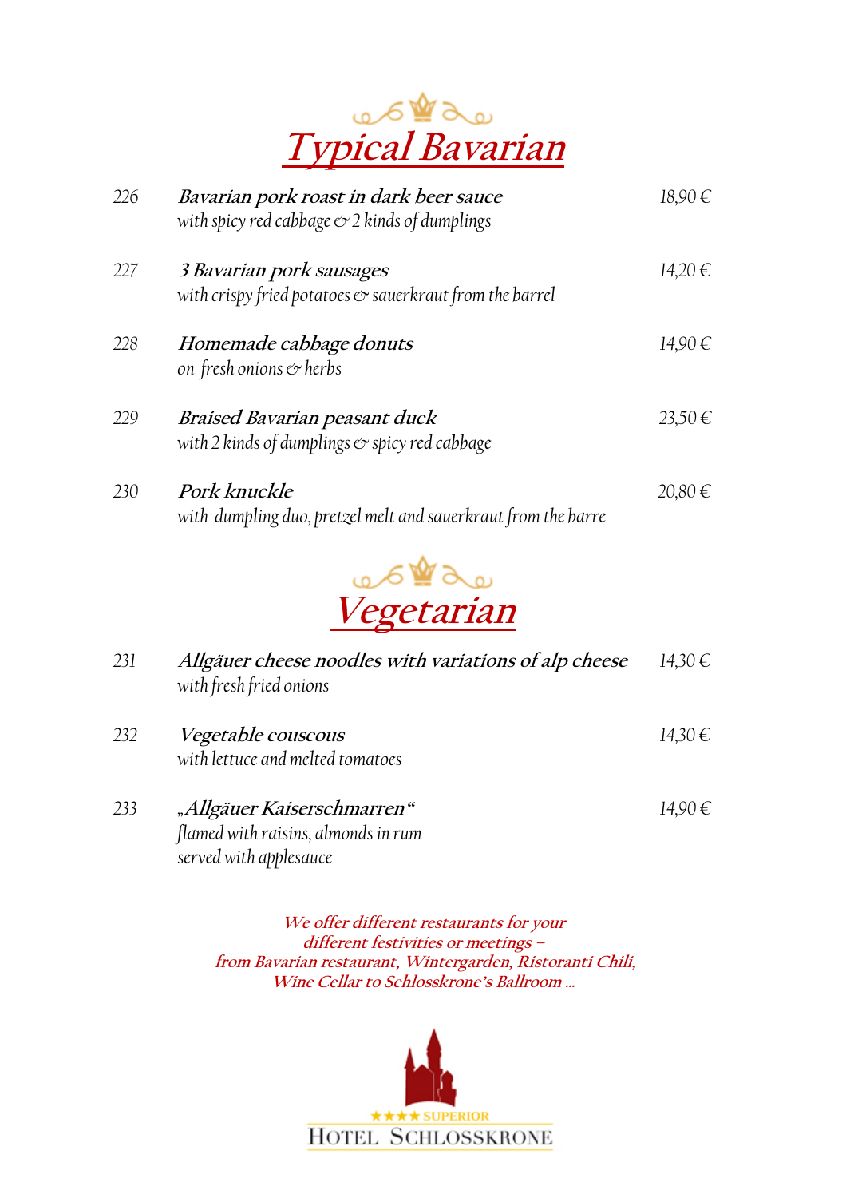# Typical Bavarian

| | | |
|---|---|---|
| 226 | ***Bavarian pork roast in dark beer sauce***<br>*with spicy red cabbage & 2 kinds of dumplings* | 18,90 € |
| 227 | ***3 Bavarian pork sausages***<br>*with crispy fried potatoes & sauerkraut from the barrel* | 14,20 € |
| 228 | ***Homemade cabbage donuts***<br>*on fresh onions & herbs* | 14,90 € |
| 229 | ***Braised Bavarian peasant duck***<br>*with 2 kinds of dumplings & spicy red cabbage* | 23,50 € |
| 230 | ***Pork knuckle***<br>*with dumpling duo, pretzel melt and sauerkraut from the barre* | 20,80 € |

# Vegetarian

| | | |
|---|---|---|
| 231 | ***Allgäuer cheese noodles with variations of alp cheese***<br>*with fresh fried onions* | 14,30 € |
| 232 | ***Vegetable couscous***<br>*with lettuce and melted tomatoes* | 14,30 € |
| 233 | ***„Allgäuer Kaiserschmarren"***<br>*flamed with raisins, almonds in rum*<br>*served with applesauce* | 14,90 € |

*We offer different restaurants for your different festivities or meetings – from Bavarian restaurant, Wintergarden, Ristoranti Chili, Wine Cellar to Schlosskrone's Ballroom ...*

★★★★ SUPERIOR
HOTEL SCHLOSSKRONE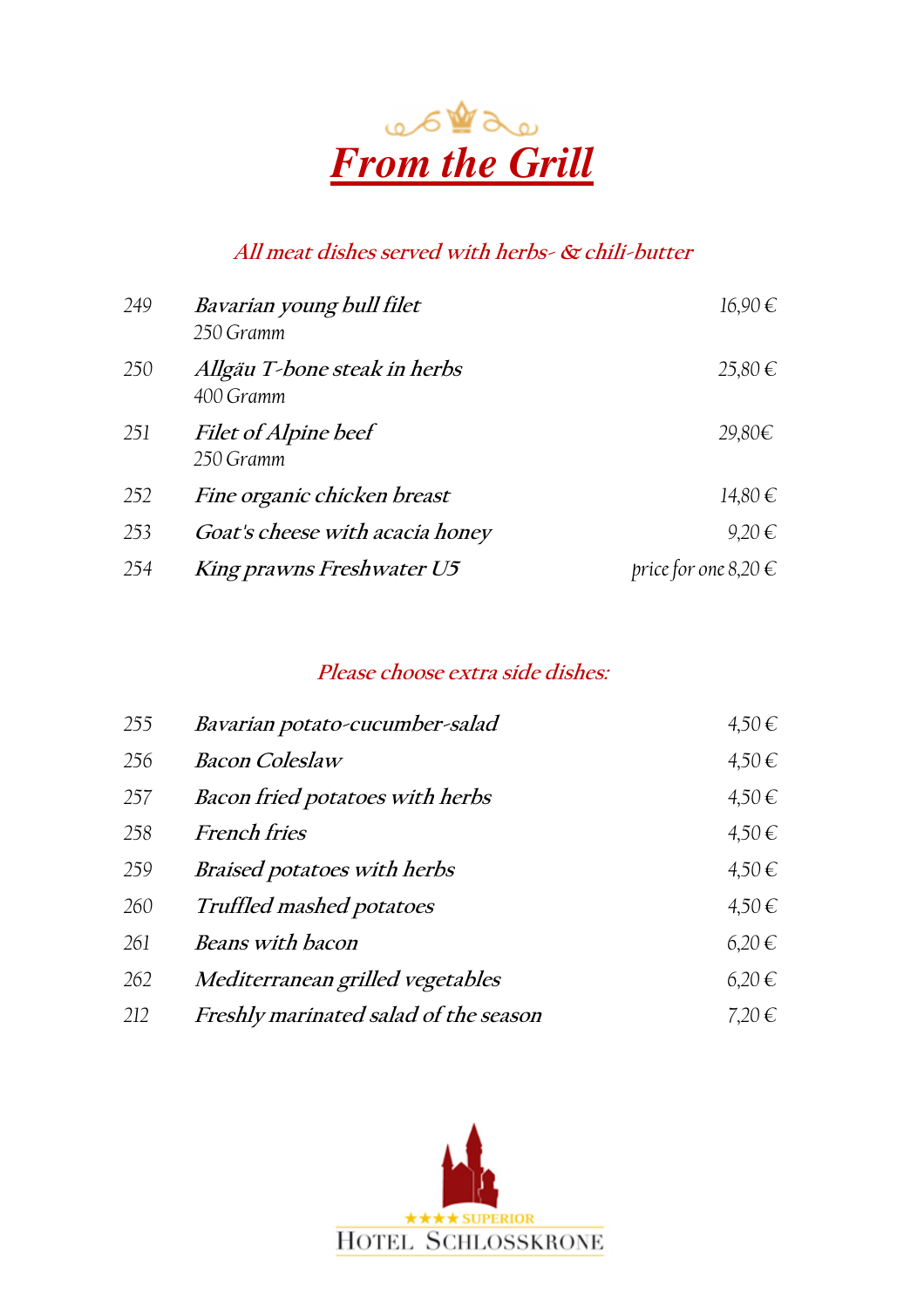# *From the Grill*

*All meat dishes served with herbs- & chili-butter*

| | | |
|---|---|---|
| 249 | *Bavarian young bull filet*<br>250 Gramm | 16,90 € |
| 250 | *Allgäu T-bone steak in herbs*<br>400 Gramm | 25,80 € |
| 251 | *Filet of Alpine beef*<br>250 Gramm | 29,80€ |
| 252 | *Fine organic chicken breast* | 14,80 € |
| 253 | *Goat's cheese with acacia honey* | 9,20 € |
| 254 | *King prawns Freshwater U5* | price for one 8,20 € |

*Please choose extra side dishes:*

| | | |
|---|---|---|
| 255 | *Bavarian potato-cucumber-salad* | 4,50 € |
| 256 | *Bacon Coleslaw* | 4,50 € |
| 257 | *Bacon fried potatoes with herbs* | 4,50 € |
| 258 | *French fries* | 4,50 € |
| 259 | *Braised potatoes with herbs* | 4,50 € |
| 260 | *Truffled mashed potatoes* | 4,50 € |
| 261 | *Beans with bacon* | 6,20 € |
| 262 | *Mediterranean grilled vegetables* | 6,20 € |
| 212 | *Freshly marinated salad of the season* | 7,20 € |

★★★★ SUPERIOR
HOTEL SCHLOSSKRONE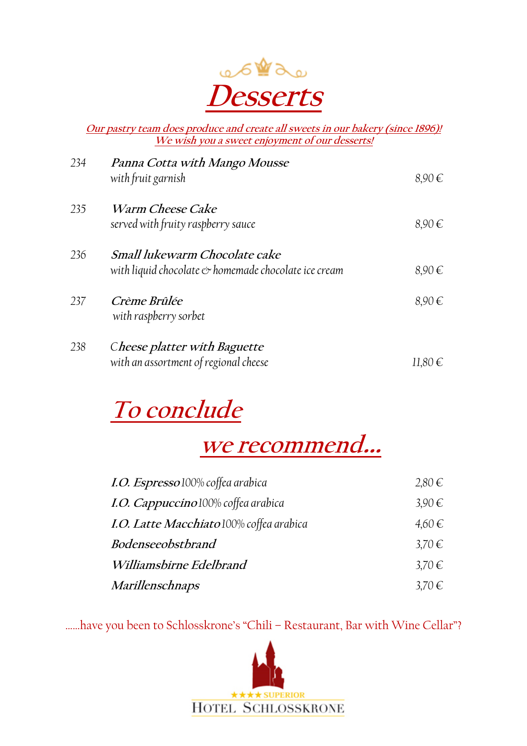# Desserts

***Our pastry team does produce and create all sweets in our bakery (since 1896)!***
***We wish you a sweet enjoyment of our desserts!***

| | | |
|---|---|---|
| 234 | ***Panna Cotta with Mango Mousse***<br>*with fruit garnish* | 8,90 € |
| 235 | ***Warm Cheese Cake***<br>*served with fruity raspberry sauce* | 8,90 € |
| 236 | ***Small lukewarm Chocolate cake***<br>*with liquid chocolate & homemade chocolate ice cream* | 8,90 € |
| 237 | ***Crème Brûlée***<br>*with raspberry sorbet* | 8,90 € |
| 238 | ***Cheese platter with Baguette***<br>*with an assortment of regional cheese* | 11,80 € |

# To conclude
# we recommend...

| | |
|---|---|
| ***I.O. Espresso*** *100% coffea arabica* | 2,80 € |
| ***I.O. Cappuccino*** *100% coffea arabica* | 3,90 € |
| ***I.O. Latte Macchiato*** *100% coffea arabica* | 4,60 € |
| ***Bodenseeobstbrand*** | 3,70 € |
| ***Williamsbirne Edelbrand*** | 3,70 € |
| ***Marillenschnaps*** | 3,70 € |

......have you been to Schlosskrone's "Chili – Restaurant, Bar with Wine Cellar"?

★★★★ SUPERIOR
HOTEL SCHLOSSKRONE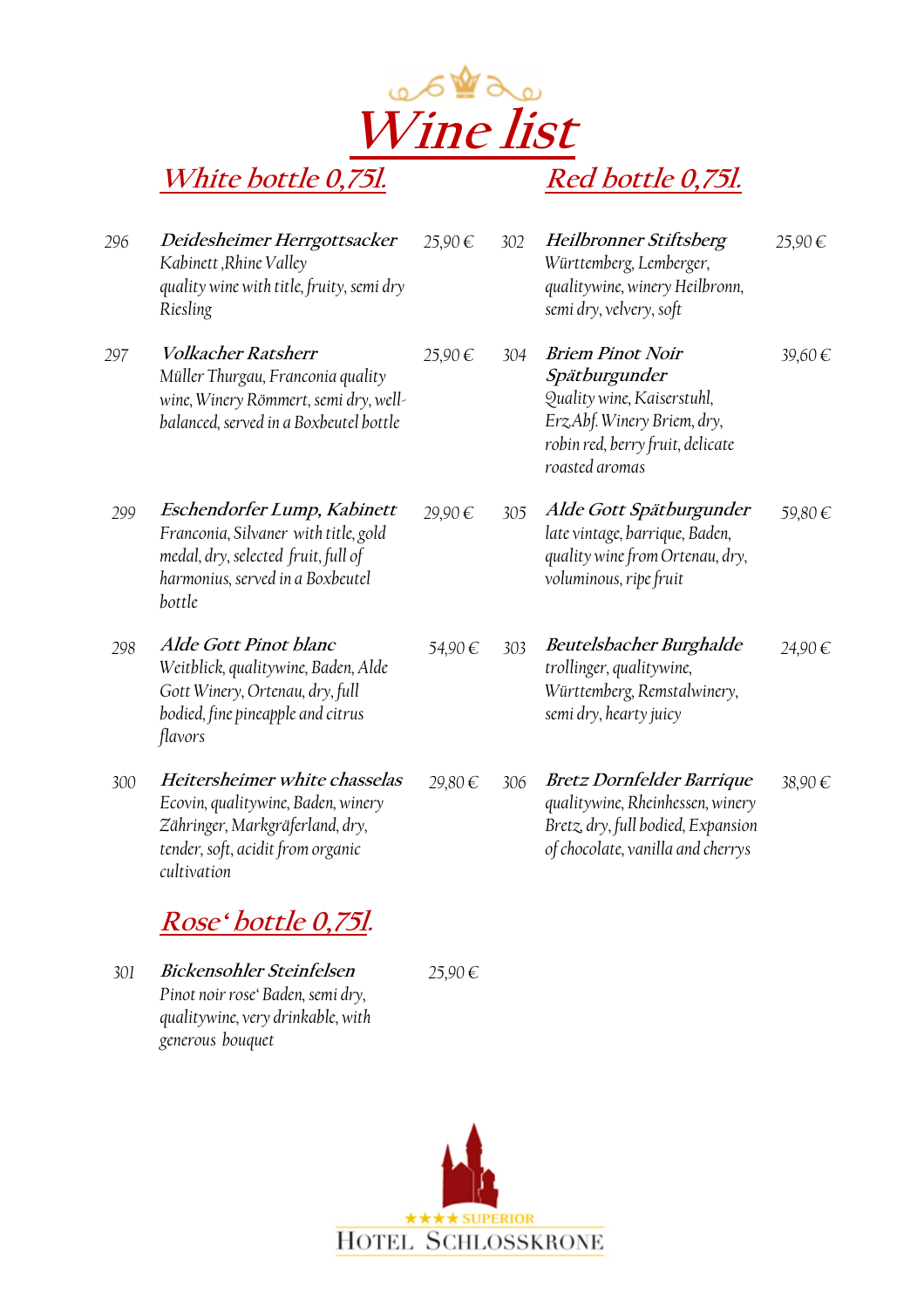# Wine list

## White bottle 0,75l.

296 **Deidesheimer Herrgottsacker** — 25,90 €
*Kabinett ,Rhine Valley quality wine with title, fruity, semi dry Riesling*

297 **Volkacher Ratsherr** — 25,90 €
*Müller Thurgau, Franconia quality wine, Winery Römmert, semi dry, well-balanced, served in a Boxbeutel bottle*

299 **Eschendorfer Lump, Kabinett** — 29,90 €
*Franconia, Silvaner with title, gold medal, dry, selected fruit, full of harmonius, served in a Boxbeutel bottle*

298 **Alde Gott Pinot blanc** — 54,90 €
*Weitblick, qualitywine, Baden, Alde Gott Winery, Ortenau, dry, full bodied, fine pineapple and citrus flavors*

300 **Heitersheimer white chasselas** — 29,80 €
*Ecovin, qualitywine, Baden, winery Zähringer, Markgräferland, dry, tender, soft, acidit from organic cultivation*

## Rose‘ bottle 0,75l.

301 **Bickensohler Steinfelsen** — 25,90 €
*Pinot noir rose‘ Baden, semi dry, qualitywine, very drinkable, with generous bouquet*

## Red bottle 0,75l.

302 **Heilbronner Stiftsberg** — 25,90 €
*Württemberg, Lemberger, qualitywine, winery Heilbronn, semi dry, velvery, soft*

304 **Briem Pinot Noir Spätburgunder** — 39,60 €
*Quality wine, Kaiserstuhl, Erz.Abf. Winery Briem, dry, robin red, berry fruit, delicate roasted aromas*

305 **Alde Gott Spätburgunder** — 59,80 €
*late vintage, barrique, Baden, quality wine from Ortenau, dry, voluminous, ripe fruit*

303 **Beutelsbacher Burghalde** — 24,90 €
*trollinger, qualitywine, Württemberg, Remstalwinery, semi dry, hearty juicy*

306 **Bretz Dornfelder Barrique** — 38,90 €
*qualitywine, Rheinhessen, winery Bretz, dry, full bodied, Expansion of chocolate, vanilla and cherrys*

★★★★ SUPERIOR
HOTEL SCHLOSSKRONE